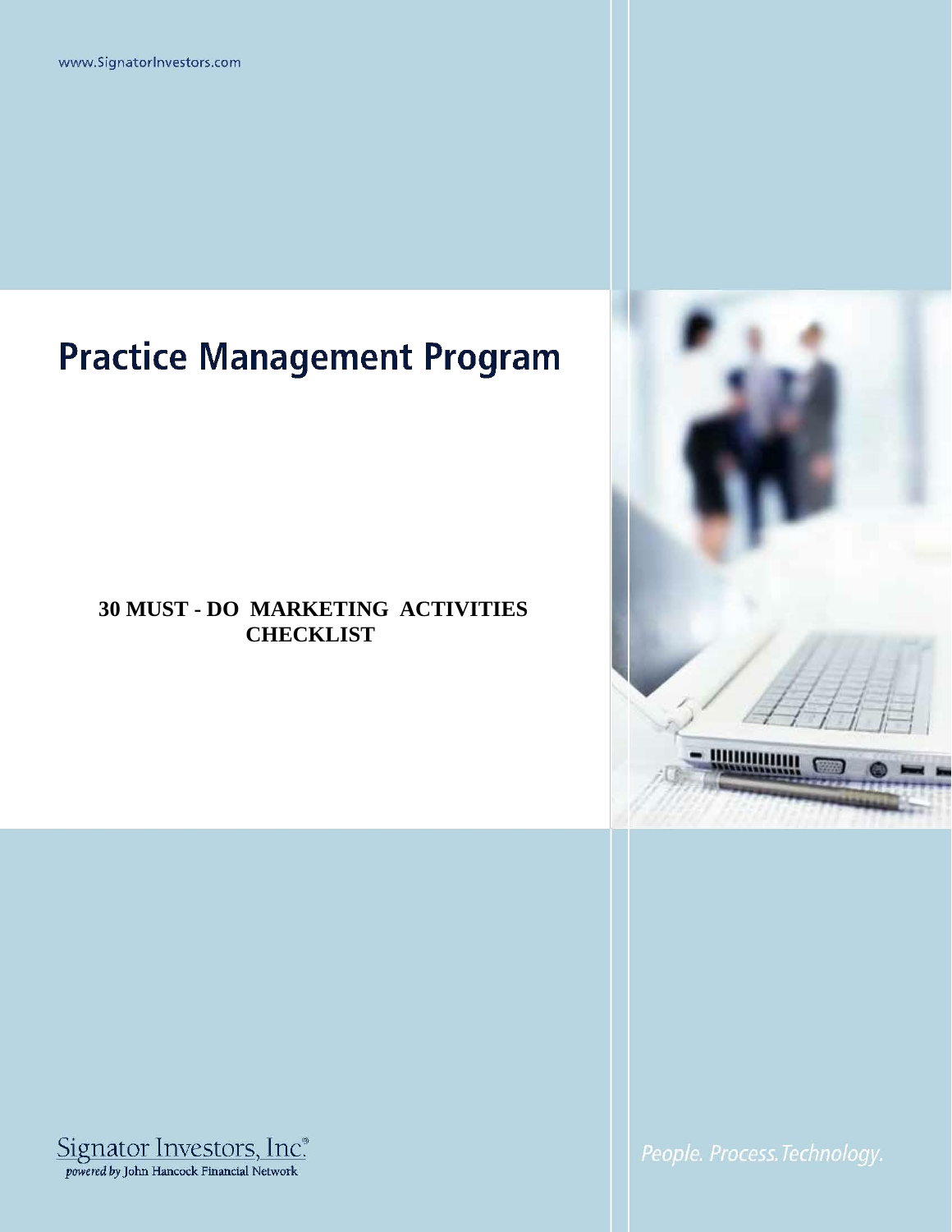www.SignatorInvestors.com

# Practice Management Program

**30 MUST - DO MARKETING ACTIVITIES CHECKLIST**

Signator Investors, Inc.®
*powered by* John Hancock Financial Network

*People. Process. Technology.*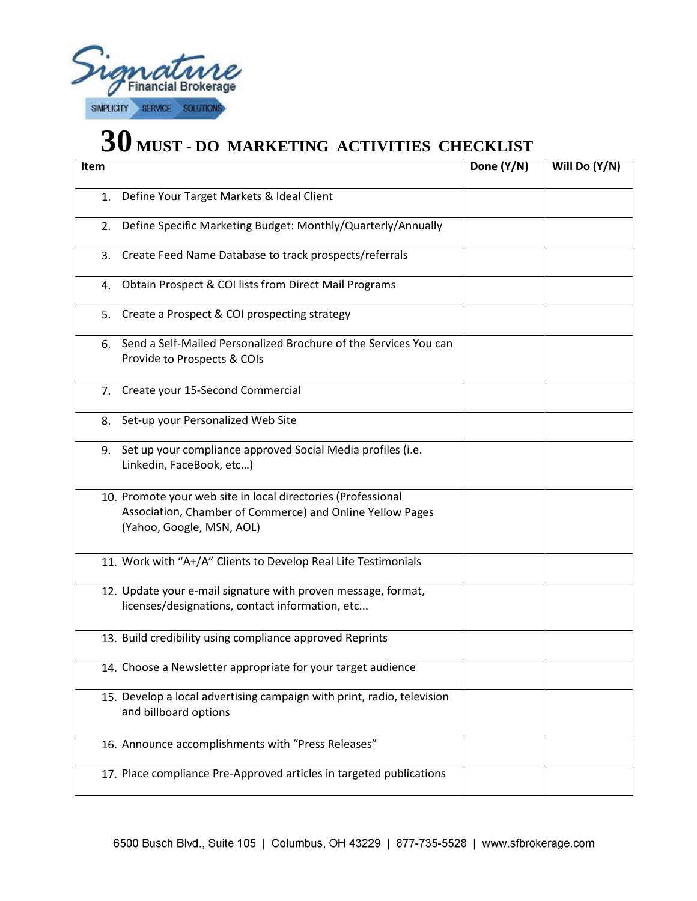# 30 MUST - DO MARKETING ACTIVITIES CHECKLIST

| Item | Done (Y/N) | Will Do (Y/N) |
|---|---|---|
| 1. Define Your Target Markets & Ideal Client | | |
| 2. Define Specific Marketing Budget: Monthly/Quarterly/Annually | | |
| 3. Create Feed Name Database to track prospects/referrals | | |
| 4. Obtain Prospect & COI lists from Direct Mail Programs | | |
| 5. Create a Prospect & COI prospecting strategy | | |
| 6. Send a Self-Mailed Personalized Brochure of the Services You can Provide to Prospects & COIs | | |
| 7. Create your 15-Second Commercial | | |
| 8. Set-up your Personalized Web Site | | |
| 9. Set up your compliance approved Social Media profiles (i.e. Linkedin, FaceBook, etc…) | | |
| 10. Promote your web site in local directories (Professional Association, Chamber of Commerce) and Online Yellow Pages (Yahoo, Google, MSN, AOL) | | |
| 11. Work with "A+/A" Clients to Develop Real Life Testimonials | | |
| 12. Update your e-mail signature with proven message, format, licenses/designations, contact information, etc... | | |
| 13. Build credibility using compliance approved Reprints | | |
| 14. Choose a Newsletter appropriate for your target audience | | |
| 15. Develop a local advertising campaign with print, radio, television and billboard options | | |
| 16. Announce accomplishments with "Press Releases" | | |
| 17. Place compliance Pre-Approved articles in targeted publications | | |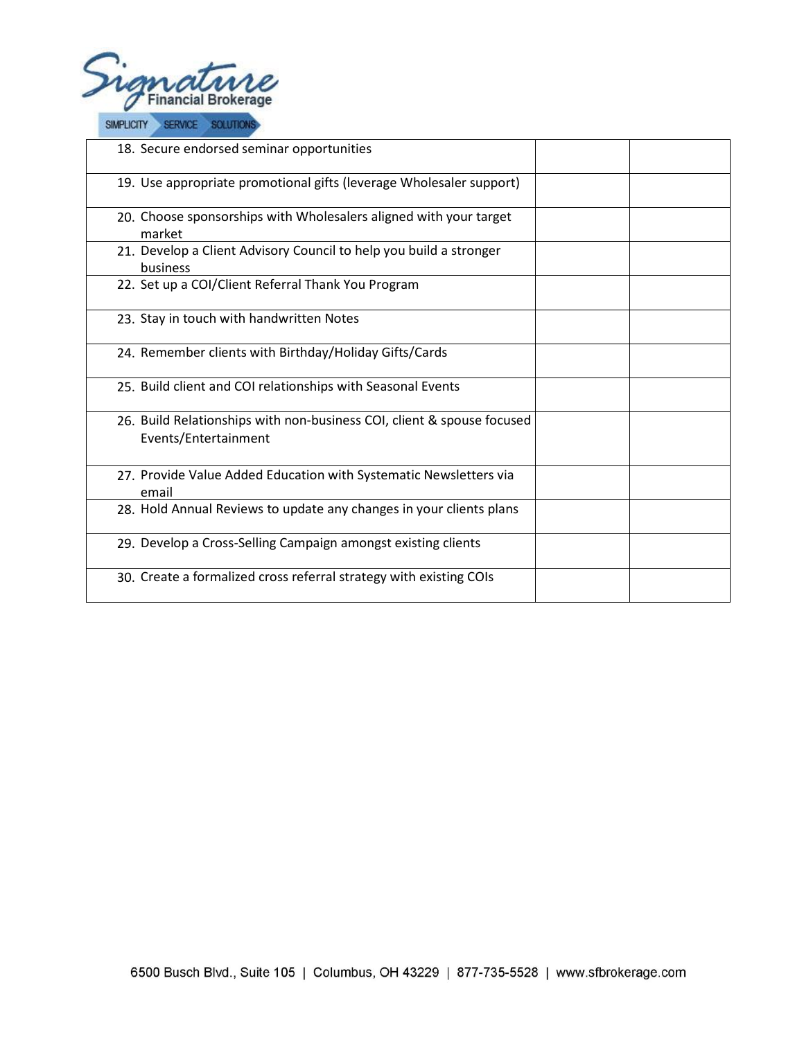| | | |
|---|---|---|
| 18. Secure endorsed seminar opportunities | | |
| 19. Use appropriate promotional gifts (leverage Wholesaler support) | | |
| 20. Choose sponsorships with Wholesalers aligned with your target market | | |
| 21. Develop a Client Advisory Council to help you build a stronger business | | |
| 22. Set up a COI/Client Referral Thank You Program | | |
| 23. Stay in touch with handwritten Notes | | |
| 24. Remember clients with Birthday/Holiday Gifts/Cards | | |
| 25. Build client and COI relationships with Seasonal Events | | |
| 26. Build Relationships with non-business COI, client & spouse focused Events/Entertainment | | |
| 27. Provide Value Added Education with Systematic Newsletters via email | | |
| 28. Hold Annual Reviews to update any changes in your clients plans | | |
| 29. Develop a Cross-Selling Campaign amongst existing clients | | |
| 30. Create a formalized cross referral strategy with existing COIs | | |